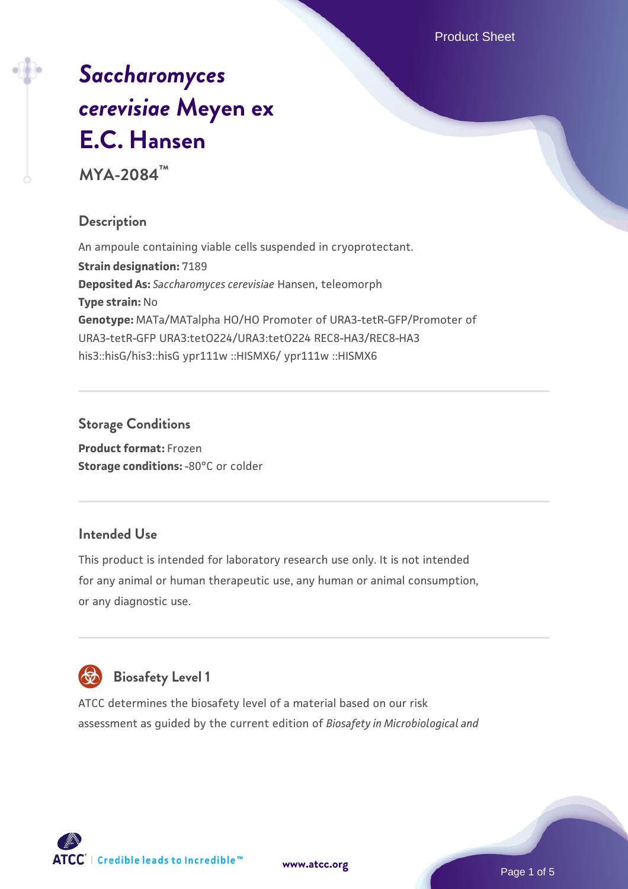# *Saccharomyces cerevisiae* Meyen ex E.C. Hansen

**MYA-2084™**

## Description

An ampoule containing viable cells suspended in cryoprotectant.

**Strain designation:** 7189

**Deposited As:** *Saccharomyces cerevisiae* Hansen, teleomorph

**Type strain:** No

**Genotype:** MATa/MATalpha HO/HO Promoter of URA3-tetR-GFP/Promoter of URA3-tetR-GFP URA3:tetO224/URA3:tetO224 REC8-HA3/REC8-HA3 his3::hisG/his3::hisG ypr111w ::HISMX6/ ypr111w ::HISMX6

## Storage Conditions

**Product format:** Frozen

**Storage conditions:** -80°C or colder

## Intended Use

This product is intended for laboratory research use only. It is not intended for any animal or human therapeutic use, any human or animal consumption, or any diagnostic use.

## Biosafety Level 1

ATCC determines the biosafety level of a material based on our risk assessment as guided by the current edition of *Biosafety in Microbiological and*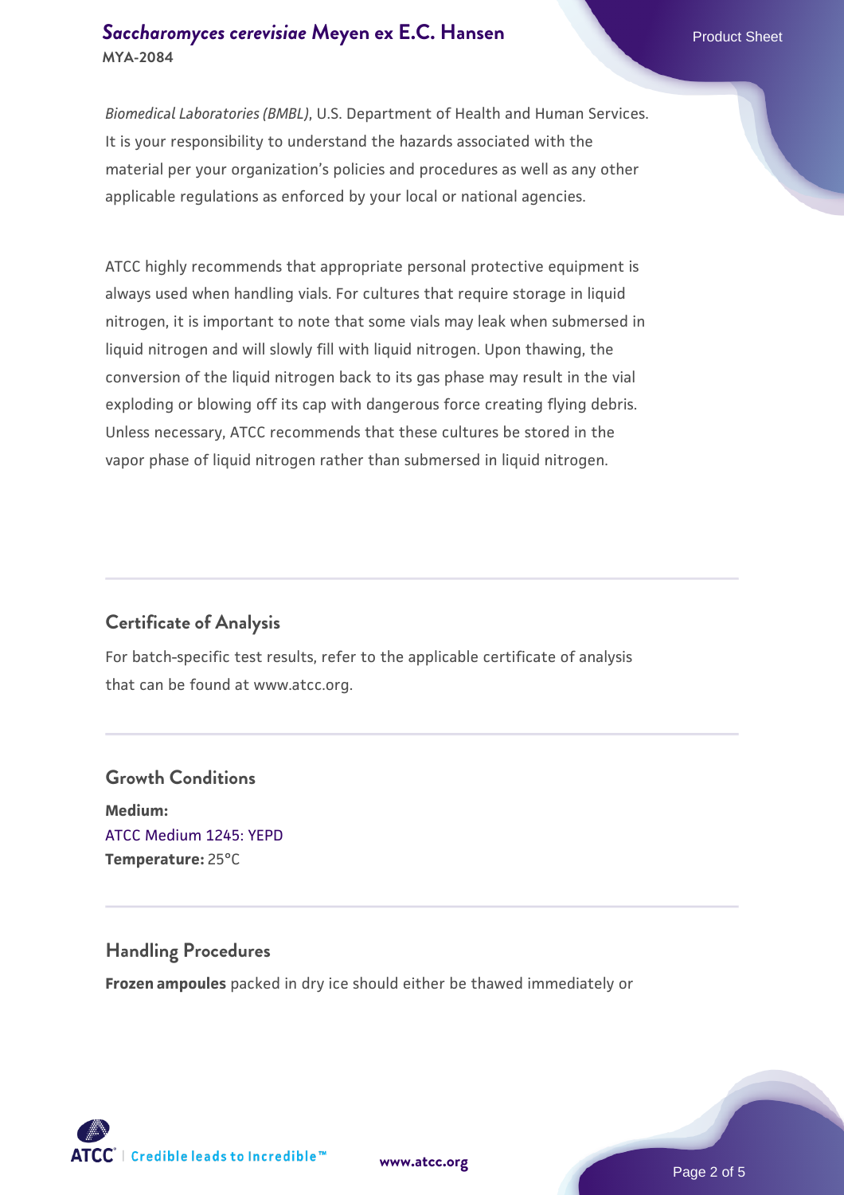*Biomedical Laboratories (BMBL)*, U.S. Department of Health and Human Services. It is your responsibility to understand the hazards associated with the material per your organization's policies and procedures as well as any other applicable regulations as enforced by your local or national agencies.

ATCC highly recommends that appropriate personal protective equipment is always used when handling vials. For cultures that require storage in liquid nitrogen, it is important to note that some vials may leak when submersed in liquid nitrogen and will slowly fill with liquid nitrogen. Upon thawing, the conversion of the liquid nitrogen back to its gas phase may result in the vial exploding or blowing off its cap with dangerous force creating flying debris. Unless necessary, ATCC recommends that these cultures be stored in the vapor phase of liquid nitrogen rather than submersed in liquid nitrogen.

## Certificate of Analysis

For batch-specific test results, refer to the applicable certificate of analysis that can be found at www.atcc.org.

## Growth Conditions

**Medium:**
ATCC Medium 1245: YEPD
**Temperature:** 25°C

## Handling Procedures

**Frozen ampoules** packed in dry ice should either be thawed immediately or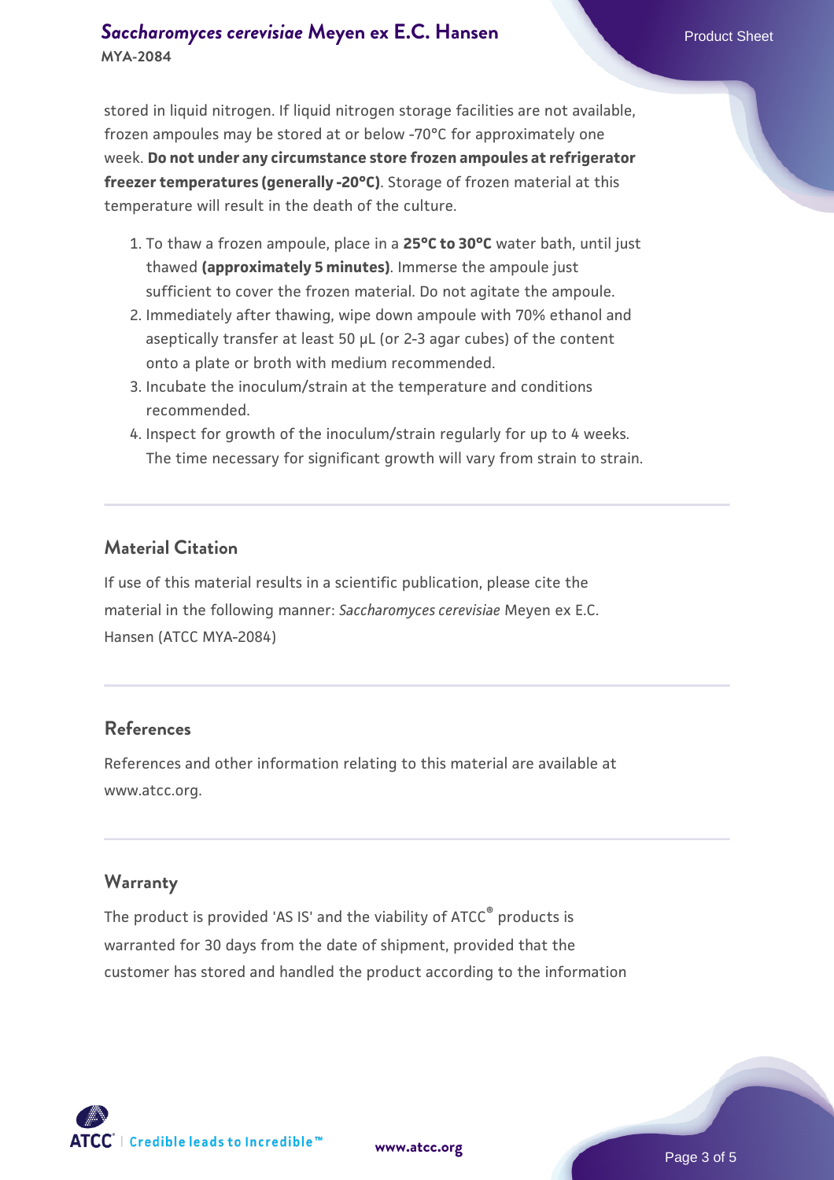stored in liquid nitrogen. If liquid nitrogen storage facilities are not available, frozen ampoules may be stored at or below -70°C for approximately one week. **Do not under any circumstance store frozen ampoules at refrigerator freezer temperatures (generally -20°C)**. Storage of frozen material at this temperature will result in the death of the culture.

1. To thaw a frozen ampoule, place in a **25°C to 30°C** water bath, until just thawed **(approximately 5 minutes)**. Immerse the ampoule just sufficient to cover the frozen material. Do not agitate the ampoule.
2. Immediately after thawing, wipe down ampoule with 70% ethanol and aseptically transfer at least 50 µL (or 2-3 agar cubes) of the content onto a plate or broth with medium recommended.
3. Incubate the inoculum/strain at the temperature and conditions recommended.
4. Inspect for growth of the inoculum/strain regularly for up to 4 weeks. The time necessary for significant growth will vary from strain to strain.

## Material Citation

If use of this material results in a scientific publication, please cite the material in the following manner: *Saccharomyces cerevisiae* Meyen ex E.C. Hansen (ATCC MYA-2084)

## References

References and other information relating to this material are available at www.atcc.org.

## Warranty

The product is provided 'AS IS' and the viability of ATCC® products is warranted for 30 days from the date of shipment, provided that the customer has stored and handled the product according to the information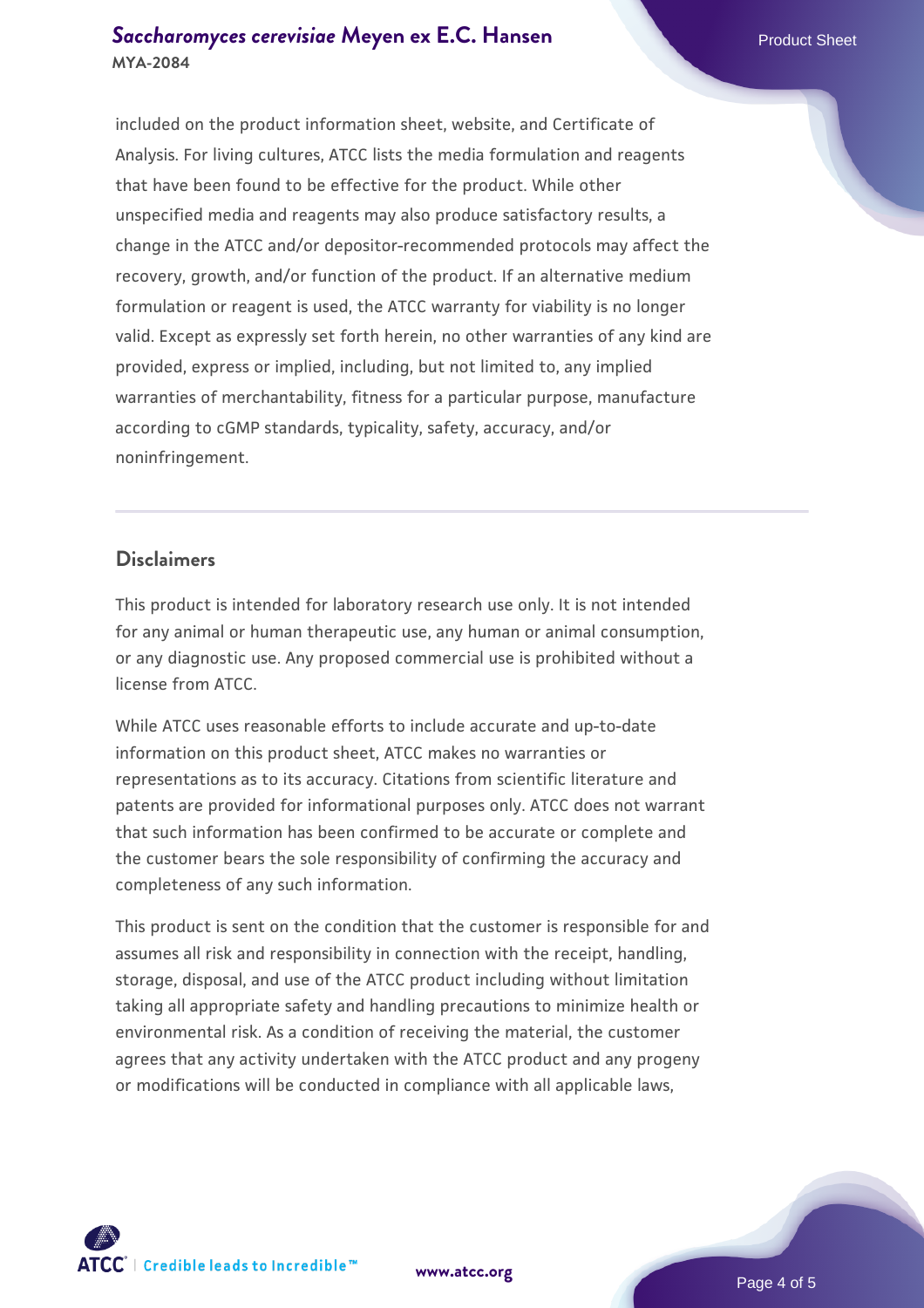included on the product information sheet, website, and Certificate of Analysis. For living cultures, ATCC lists the media formulation and reagents that have been found to be effective for the product. While other unspecified media and reagents may also produce satisfactory results, a change in the ATCC and/or depositor-recommended protocols may affect the recovery, growth, and/or function of the product. If an alternative medium formulation or reagent is used, the ATCC warranty for viability is no longer valid. Except as expressly set forth herein, no other warranties of any kind are provided, express or implied, including, but not limited to, any implied warranties of merchantability, fitness for a particular purpose, manufacture according to cGMP standards, typicality, safety, accuracy, and/or noninfringement.

## Disclaimers

This product is intended for laboratory research use only. It is not intended for any animal or human therapeutic use, any human or animal consumption, or any diagnostic use. Any proposed commercial use is prohibited without a license from ATCC.

While ATCC uses reasonable efforts to include accurate and up-to-date information on this product sheet, ATCC makes no warranties or representations as to its accuracy. Citations from scientific literature and patents are provided for informational purposes only. ATCC does not warrant that such information has been confirmed to be accurate or complete and the customer bears the sole responsibility of confirming the accuracy and completeness of any such information.

This product is sent on the condition that the customer is responsible for and assumes all risk and responsibility in connection with the receipt, handling, storage, disposal, and use of the ATCC product including without limitation taking all appropriate safety and handling precautions to minimize health or environmental risk. As a condition of receiving the material, the customer agrees that any activity undertaken with the ATCC product and any progeny or modifications will be conducted in compliance with all applicable laws,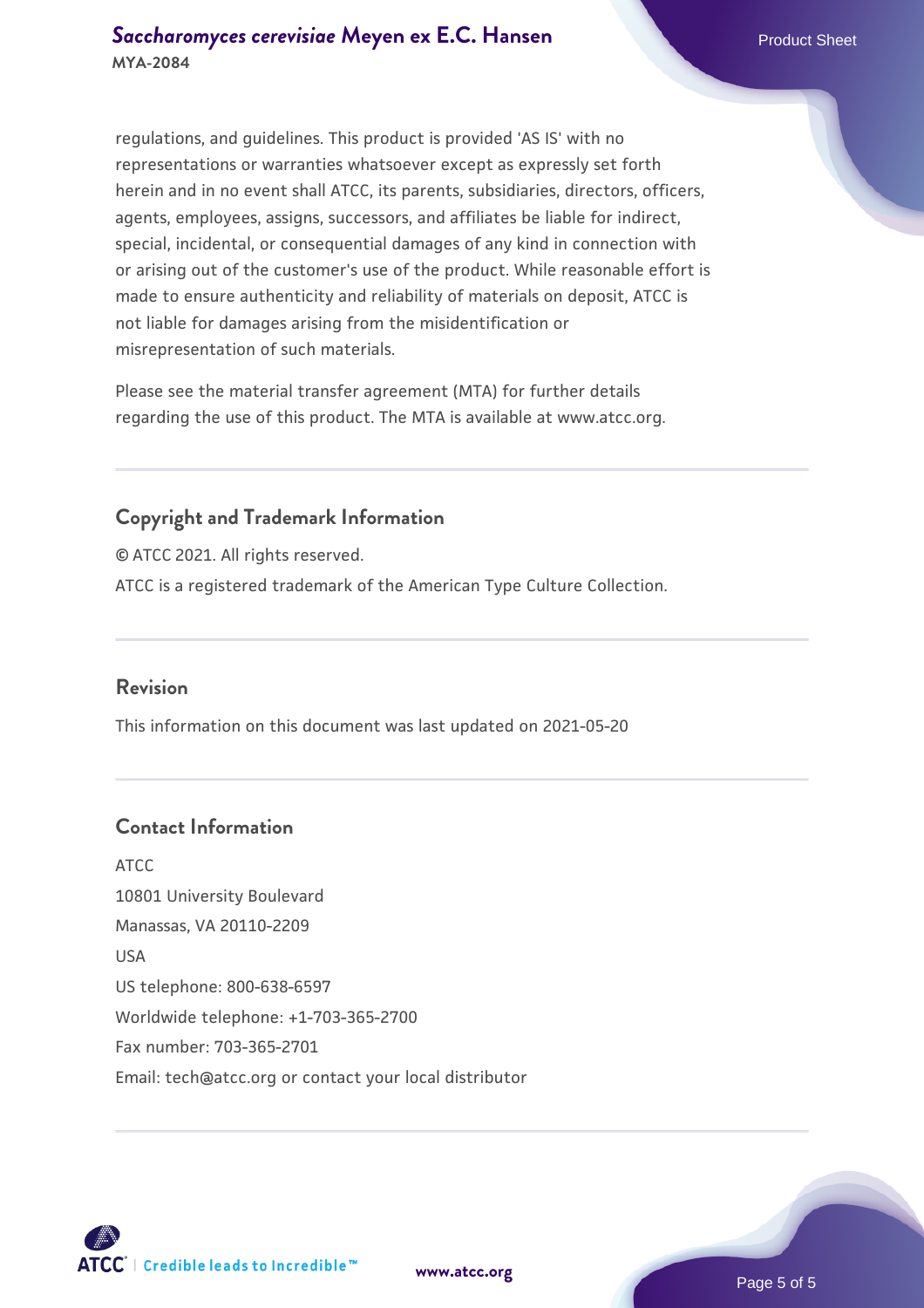regulations, and guidelines. This product is provided 'AS IS' with no representations or warranties whatsoever except as expressly set forth herein and in no event shall ATCC, its parents, subsidiaries, directors, officers, agents, employees, assigns, successors, and affiliates be liable for indirect, special, incidental, or consequential damages of any kind in connection with or arising out of the customer's use of the product. While reasonable effort is made to ensure authenticity and reliability of materials on deposit, ATCC is not liable for damages arising from the misidentification or misrepresentation of such materials.

Please see the material transfer agreement (MTA) for further details regarding the use of this product. The MTA is available at www.atcc.org.

## Copyright and Trademark Information

© ATCC 2021. All rights reserved.

ATCC is a registered trademark of the American Type Culture Collection.

## Revision

This information on this document was last updated on 2021-05-20

## Contact Information

ATCC
10801 University Boulevard
Manassas, VA 20110-2209
USA
US telephone: 800-638-6597
Worldwide telephone: +1-703-365-2700
Fax number: 703-365-2701
Email: tech@atcc.org or contact your local distributor